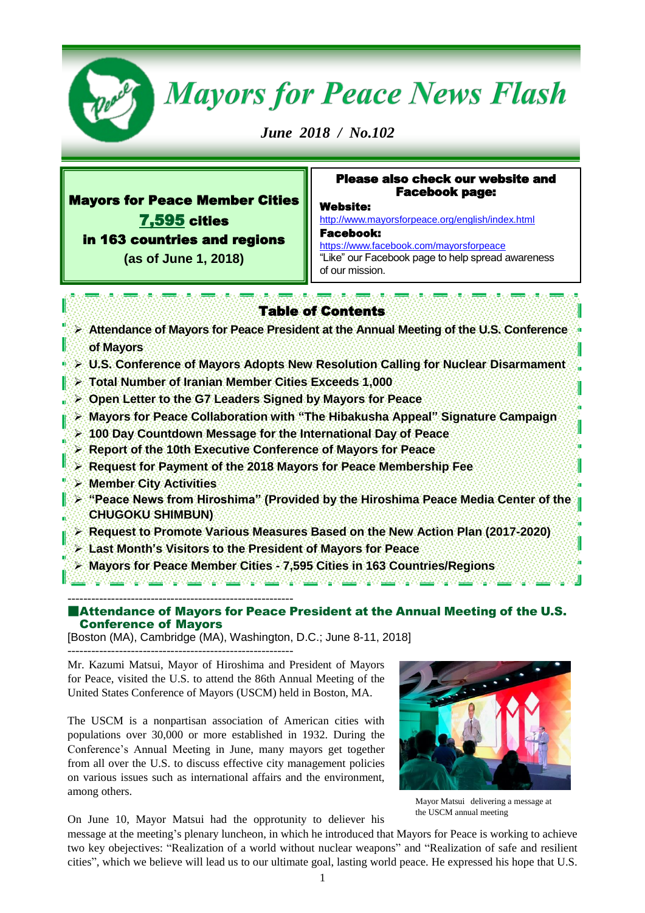# Mayors for Peace News Flash

*June 2018 / No.102*

**Mayors for Peace Member Cities**
**7,595 cities**
**in 163 countries and regions**
**(as of June 1, 2018)**

**Please also check our website and Facebook page:**

**Website:**
http://www.mayorsforpeace.org/english/index.html

**Facebook:**
https://www.facebook.com/mayorsforpeace
"Like" our Facebook page to help spread awareness of our mission.

## Table of Contents

- **Attendance of Mayors for Peace President at the Annual Meeting of the U.S. Conference of Mayors**
- **U.S. Conference of Mayors Adopts New Resolution Calling for Nuclear Disarmament**
- **Total Number of Iranian Member Cities Exceeds 1,000**
- **Open Letter to the G7 Leaders Signed by Mayors for Peace**
- **Mayors for Peace Collaboration with "The Hibakusha Appeal" Signature Campaign**
- **100 Day Countdown Message for the International Day of Peace**
- **Report of the 10th Executive Conference of Mayors for Peace**
- **Request for Payment of the 2018 Mayors for Peace Membership Fee**
- **Member City Activities**
- **"Peace News from Hiroshima" (Provided by the Hiroshima Peace Media Center of the CHUGOKU SHIMBUN)**
- **Request to Promote Various Measures Based on the New Action Plan (2017-2020)**
- **Last Month's Visitors to the President of Mayors for Peace**
- **Mayors for Peace Member Cities - 7,595 Cities in 163 Countries/Regions**

---

## ■Attendance of Mayors for Peace President at the Annual Meeting of the U.S. Conference of Mayors

[Boston (MA), Cambridge (MA), Washington, D.C.; June 8-11, 2018]

---

Mr. Kazumi Matsui, Mayor of Hiroshima and President of Mayors for Peace, visited the U.S. to attend the 86th Annual Meeting of the United States Conference of Mayors (USCM) held in Boston, MA.

The USCM is a nonpartisan association of American cities with populations over 30,000 or more established in 1932. During the Conference's Annual Meeting in June, many mayors get together from all over the U.S. to discuss effective city management policies on various issues such as international affairs and the environment, among others.

Mayor Matsui delivering a message at the USCM annual meeting

On June 10, Mayor Matsui had the opprotunity to deliever his message at the meeting's plenary luncheon, in which he introduced that Mayors for Peace is working to achieve two key obejectives: "Realization of a world without nuclear weapons" and "Realization of safe and resilient cities", which we believe will lead us to our ultimate goal, lasting world peace. He expressed his hope that U.S.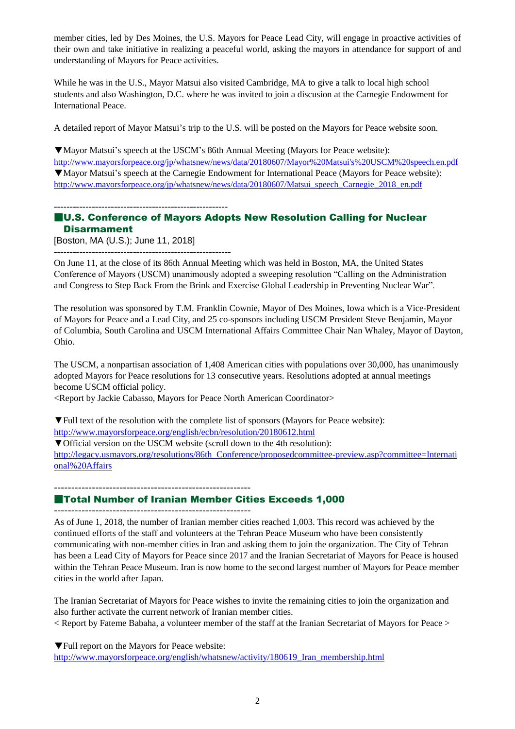member cities, led by Des Moines, the U.S. Mayors for Peace Lead City, will engage in proactive activities of their own and take initiative in realizing a peaceful world, asking the mayors in attendance for support of and understanding of Mayors for Peace activities.

While he was in the U.S., Mayor Matsui also visited Cambridge, MA to give a talk to local high school students and also Washington, D.C. where he was invited to join a discusion at the Carnegie Endowment for International Peace.

A detailed report of Mayor Matsui's trip to the U.S. will be posted on the Mayors for Peace website soon.

▼Mayor Matsui's speech at the USCM's 86th Annual Meeting (Mayors for Peace website):
http://www.mayorsforpeace.org/jp/whatsnew/news/data/20180607/Mayor%20Matsui's%20USCM%20speech.en.pdf
▼Mayor Matsui's speech at the Carnegie Endowment for International Peace (Mayors for Peace website):
http://www.mayorsforpeace.org/jp/whatsnew/news/data/20180607/Matsui_speech_Carnegie_2018_en.pdf

------------------------------------------------------

## ■U.S. Conference of Mayors Adopts New Resolution Calling for Nuclear Disarmament

[Boston, MA (U.S.); June 11, 2018]

------------------------------------------------------

On June 11, at the close of its 86th Annual Meeting which was held in Boston, MA, the United States Conference of Mayors (USCM) unanimously adopted a sweeping resolution "Calling on the Administration and Congress to Step Back From the Brink and Exercise Global Leadership in Preventing Nuclear War".

The resolution was sponsored by T.M. Franklin Cownie, Mayor of Des Moines, Iowa which is a Vice-President of Mayors for Peace and a Lead City, and 25 co-sponsors including USCM President Steve Benjamin, Mayor of Columbia, South Carolina and USCM International Affairs Committee Chair Nan Whaley, Mayor of Dayton, Ohio.

The USCM, a nonpartisan association of 1,408 American cities with populations over 30,000, has unanimously adopted Mayors for Peace resolutions for 13 consecutive years. Resolutions adopted at annual meetings become USCM official policy.
<Report by Jackie Cabasso, Mayors for Peace North American Coordinator>

▼Full text of the resolution with the complete list of sponsors (Mayors for Peace website):
http://www.mayorsforpeace.org/english/ecbn/resolution/20180612.html
▼Official version on the USCM website (scroll down to the 4th resolution):
http://legacy.usmayors.org/resolutions/86th_Conference/proposedcommittee-preview.asp?committee=International%20Affairs

---------------------------------------------------------

## ■Total Number of Iranian Member Cities Exceeds 1,000

---------------------------------------------------------

As of June 1, 2018, the number of Iranian member cities reached 1,003. This record was achieved by the continued efforts of the staff and volunteers at the Tehran Peace Museum who have been consistently communicating with non-member cities in Iran and asking them to join the organization. The City of Tehran has been a Lead City of Mayors for Peace since 2017 and the Iranian Secretariat of Mayors for Peace is housed within the Tehran Peace Museum. Iran is now home to the second largest number of Mayors for Peace member cities in the world after Japan.

The Iranian Secretariat of Mayors for Peace wishes to invite the remaining cities to join the organization and also further activate the current network of Iranian member cities.
< Report by Fateme Babaha, a volunteer member of the staff at the Iranian Secretariat of Mayors for Peace >

▼Full report on the Mayors for Peace website:
http://www.mayorsforpeace.org/english/whatsnew/activity/180619_Iran_membership.html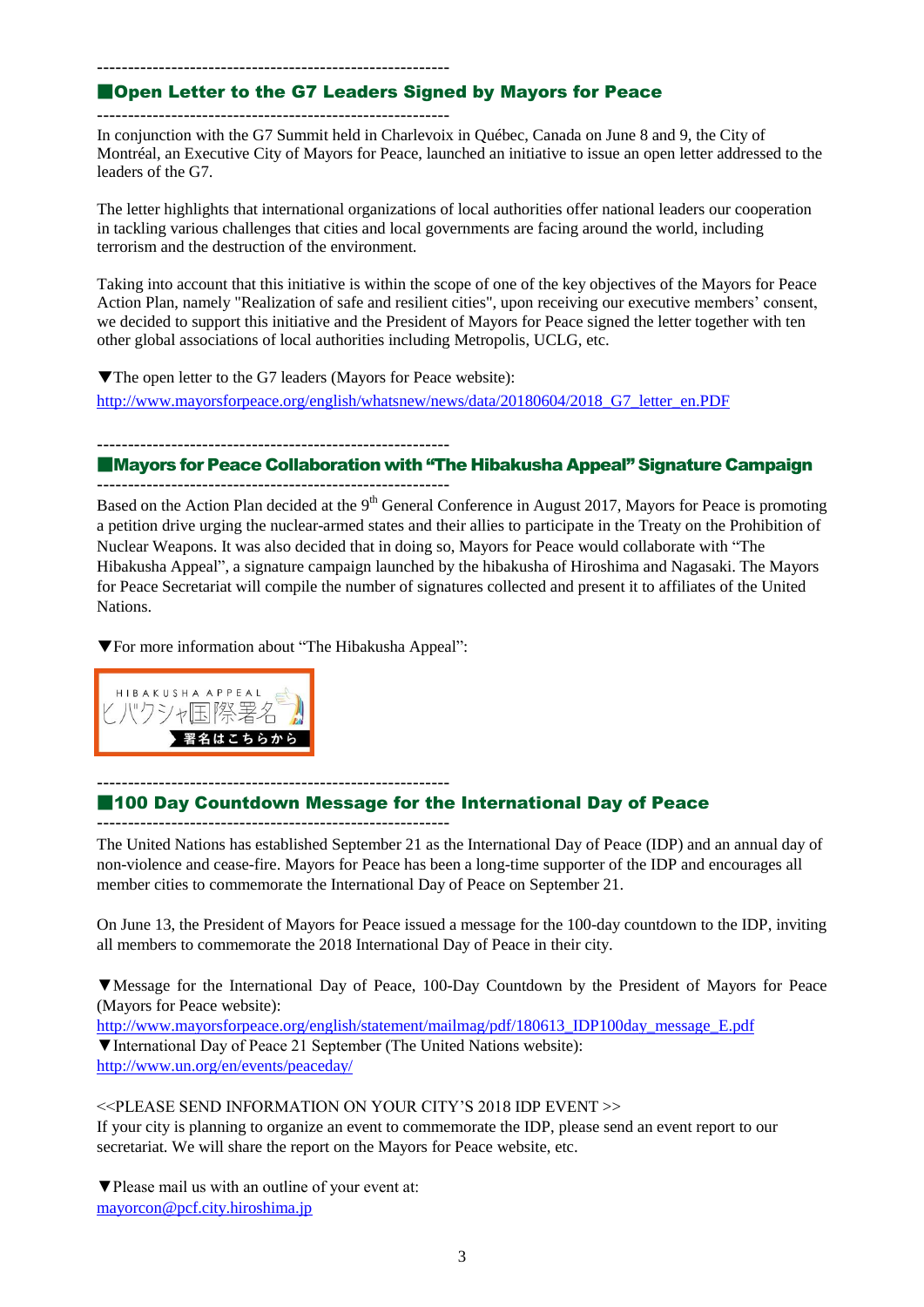---

## ■Open Letter to the G7 Leaders Signed by Mayors for Peace

---

In conjunction with the G7 Summit held in Charlevoix in Québec, Canada on June 8 and 9, the City of Montréal, an Executive City of Mayors for Peace, launched an initiative to issue an open letter addressed to the leaders of the G7.

The letter highlights that international organizations of local authorities offer national leaders our cooperation in tackling various challenges that cities and local governments are facing around the world, including terrorism and the destruction of the environment.

Taking into account that this initiative is within the scope of one of the key objectives of the Mayors for Peace Action Plan, namely "Realization of safe and resilient cities", upon receiving our executive members' consent, we decided to support this initiative and the President of Mayors for Peace signed the letter together with ten other global associations of local authorities including Metropolis, UCLG, etc.

▼The open letter to the G7 leaders (Mayors for Peace website):
http://www.mayorsforpeace.org/english/whatsnew/news/data/20180604/2018_G7_letter_en.PDF

---

## ■Mayors for Peace Collaboration with "The Hibakusha Appeal" Signature Campaign

---

Based on the Action Plan decided at the 9th General Conference in August 2017, Mayors for Peace is promoting a petition drive urging the nuclear-armed states and their allies to participate in the Treaty on the Prohibition of Nuclear Weapons. It was also decided that in doing so, Mayors for Peace would collaborate with "The Hibakusha Appeal", a signature campaign launched by the hibakusha of Hiroshima and Nagasaki. The Mayors for Peace Secretariat will compile the number of signatures collected and present it to affiliates of the United Nations.

▼For more information about "The Hibakusha Appeal":

HIBAKUSHA APPEAL
ヒバクシャ国際署名
署名はこちらから

---

## ■100 Day Countdown Message for the International Day of Peace

---

The United Nations has established September 21 as the International Day of Peace (IDP) and an annual day of non-violence and cease-fire. Mayors for Peace has been a long-time supporter of the IDP and encourages all member cities to commemorate the International Day of Peace on September 21.

On June 13, the President of Mayors for Peace issued a message for the 100-day countdown to the IDP, inviting all members to commemorate the 2018 International Day of Peace in their city.

▼Message for the International Day of Peace, 100-Day Countdown by the President of Mayors for Peace (Mayors for Peace website):
http://www.mayorsforpeace.org/english/statement/mailmag/pdf/180613_IDP100day_message_E.pdf
▼International Day of Peace 21 September (The United Nations website):
http://www.un.org/en/events/peaceday/

<<PLEASE SEND INFORMATION ON YOUR CITY'S 2018 IDP EVENT >>
If your city is planning to organize an event to commemorate the IDP, please send an event report to our secretariat. We will share the report on the Mayors for Peace website, etc.

▼Please mail us with an outline of your event at:
mayorcon@pcf.city.hiroshima.jp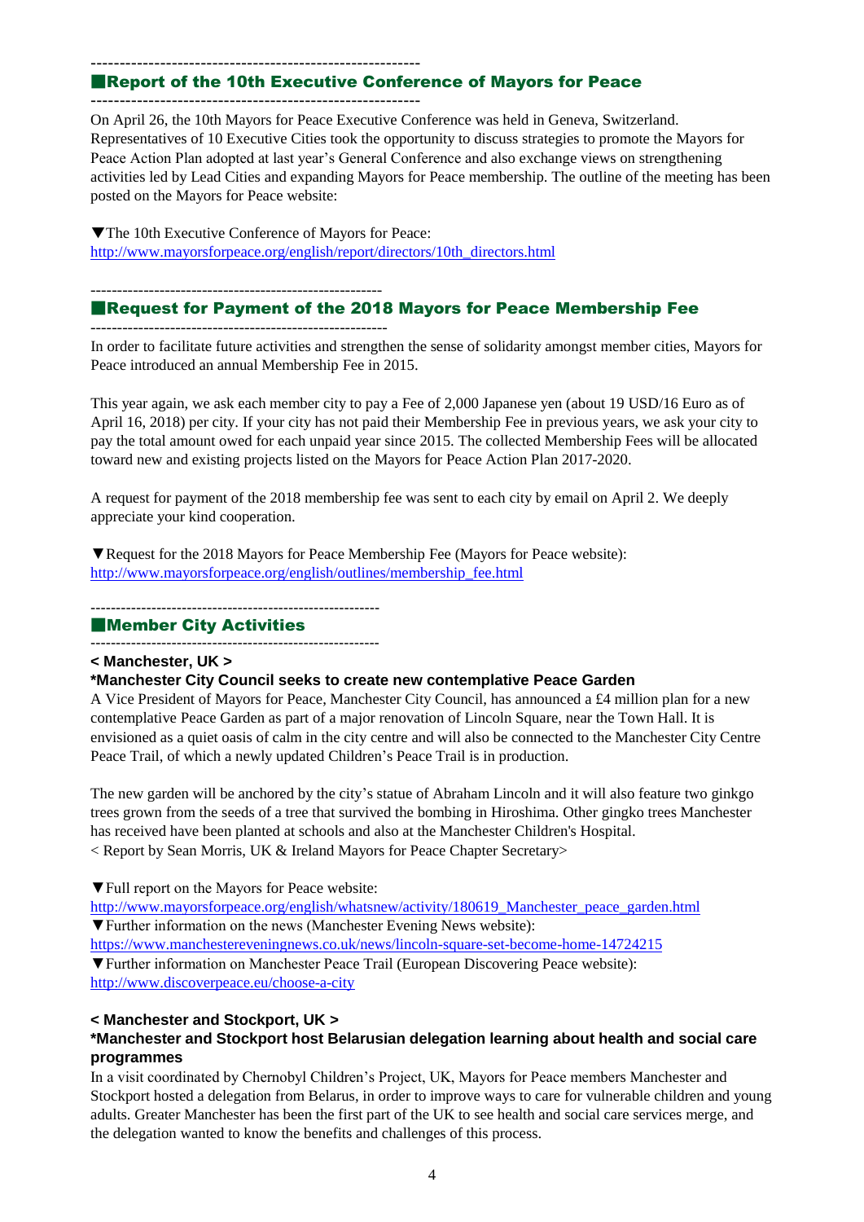## ■Report of the 10th Executive Conference of Mayors for Peace

On April 26, the 10th Mayors for Peace Executive Conference was held in Geneva, Switzerland. Representatives of 10 Executive Cities took the opportunity to discuss strategies to promote the Mayors for Peace Action Plan adopted at last year's General Conference and also exchange views on strengthening activities led by Lead Cities and expanding Mayors for Peace membership. The outline of the meeting has been posted on the Mayors for Peace website:

▼The 10th Executive Conference of Mayors for Peace:
http://www.mayorsforpeace.org/english/report/directors/10th_directors.html

## ■Request for Payment of the 2018 Mayors for Peace Membership Fee

In order to facilitate future activities and strengthen the sense of solidarity amongst member cities, Mayors for Peace introduced an annual Membership Fee in 2015.

This year again, we ask each member city to pay a Fee of 2,000 Japanese yen (about 19 USD/16 Euro as of April 16, 2018) per city. If your city has not paid their Membership Fee in previous years, we ask your city to pay the total amount owed for each unpaid year since 2015. The collected Membership Fees will be allocated toward new and existing projects listed on the Mayors for Peace Action Plan 2017-2020.

A request for payment of the 2018 membership fee was sent to each city by email on April 2. We deeply appreciate your kind cooperation.

▼Request for the 2018 Mayors for Peace Membership Fee (Mayors for Peace website):
http://www.mayorsforpeace.org/english/outlines/membership_fee.html

## ■Member City Activities

**< Manchester, UK >**

**\*Manchester City Council seeks to create new contemplative Peace Garden**

A Vice President of Mayors for Peace, Manchester City Council, has announced a £4 million plan for a new contemplative Peace Garden as part of a major renovation of Lincoln Square, near the Town Hall. It is envisioned as a quiet oasis of calm in the city centre and will also be connected to the Manchester City Centre Peace Trail, of which a newly updated Children's Peace Trail is in production.

The new garden will be anchored by the city's statue of Abraham Lincoln and it will also feature two ginkgo trees grown from the seeds of a tree that survived the bombing in Hiroshima. Other gingko trees Manchester has received have been planted at schools and also at the Manchester Children's Hospital.
< Report by Sean Morris, UK & Ireland Mayors for Peace Chapter Secretary>

▼Full report on the Mayors for Peace website:
http://www.mayorsforpeace.org/english/whatsnew/activity/180619_Manchester_peace_garden.html
▼Further information on the news (Manchester Evening News website):
https://www.manchestereveningnews.co.uk/news/lincoln-square-set-become-home-14724215
▼Further information on Manchester Peace Trail (European Discovering Peace website):
http://www.discoverpeace.eu/choose-a-city

**< Manchester and Stockport, UK >**

**\*Manchester and Stockport host Belarusian delegation learning about health and social care programmes**

In a visit coordinated by Chernobyl Children's Project, UK, Mayors for Peace members Manchester and Stockport hosted a delegation from Belarus, in order to improve ways to care for vulnerable children and young adults. Greater Manchester has been the first part of the UK to see health and social care services merge, and the delegation wanted to know the benefits and challenges of this process.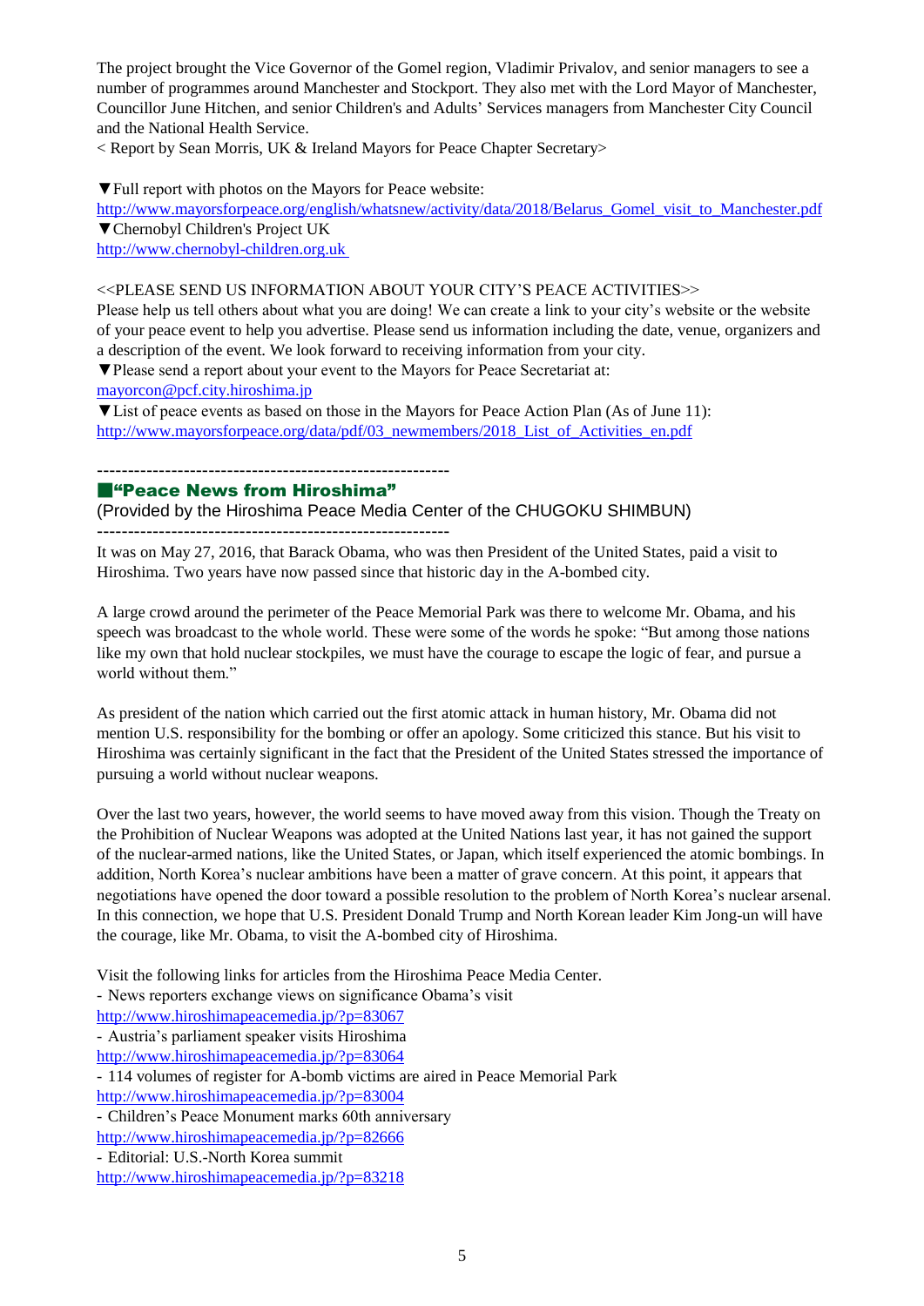The project brought the Vice Governor of the Gomel region, Vladimir Privalov, and senior managers to see a number of programmes around Manchester and Stockport. They also met with the Lord Mayor of Manchester, Councillor June Hitchen, and senior Children's and Adults' Services managers from Manchester City Council and the National Health Service.
< Report by Sean Morris, UK & Ireland Mayors for Peace Chapter Secretary>

▼Full report with photos on the Mayors for Peace website:
http://www.mayorsforpeace.org/english/whatsnew/activity/data/2018/Belarus_Gomel_visit_to_Manchester.pdf
▼Chernobyl Children's Project UK
http://www.chernobyl-children.org.uk

<<PLEASE SEND US INFORMATION ABOUT YOUR CITY'S PEACE ACTIVITIES>>
Please help us tell others about what you are doing! We can create a link to your city's website or the website of your peace event to help you advertise. Please send us information including the date, venue, organizers and a description of the event. We look forward to receiving information from your city.
▼Please send a report about your event to the Mayors for Peace Secretariat at:
mayorcon@pcf.city.hiroshima.jp
▼List of peace events as based on those in the Mayors for Peace Action Plan (As of June 11):
http://www.mayorsforpeace.org/data/pdf/03_newmembers/2018_List_of_Activities_en.pdf

---------------------------------------------------------

## ■"Peace News from Hiroshima"

(Provided by the Hiroshima Peace Media Center of the CHUGOKU SHIMBUN)

---------------------------------------------------------

It was on May 27, 2016, that Barack Obama, who was then President of the United States, paid a visit to Hiroshima. Two years have now passed since that historic day in the A-bombed city.

A large crowd around the perimeter of the Peace Memorial Park was there to welcome Mr. Obama, and his speech was broadcast to the whole world. These were some of the words he spoke: "But among those nations like my own that hold nuclear stockpiles, we must have the courage to escape the logic of fear, and pursue a world without them."

As president of the nation which carried out the first atomic attack in human history, Mr. Obama did not mention U.S. responsibility for the bombing or offer an apology. Some criticized this stance. But his visit to Hiroshima was certainly significant in the fact that the President of the United States stressed the importance of pursuing a world without nuclear weapons.

Over the last two years, however, the world seems to have moved away from this vision. Though the Treaty on the Prohibition of Nuclear Weapons was adopted at the United Nations last year, it has not gained the support of the nuclear-armed nations, like the United States, or Japan, which itself experienced the atomic bombings. In addition, North Korea's nuclear ambitions have been a matter of grave concern. At this point, it appears that negotiations have opened the door toward a possible resolution to the problem of North Korea's nuclear arsenal. In this connection, we hope that U.S. President Donald Trump and North Korean leader Kim Jong-un will have the courage, like Mr. Obama, to visit the A-bombed city of Hiroshima.

Visit the following links for articles from the Hiroshima Peace Media Center.
- News reporters exchange views on significance Obama's visit
http://www.hiroshimapeacemedia.jp/?p=83067
- Austria's parliament speaker visits Hiroshima
http://www.hiroshimapeacemedia.jp/?p=83064
- 114 volumes of register for A-bomb victims are aired in Peace Memorial Park
http://www.hiroshimapeacemedia.jp/?p=83004
- Children's Peace Monument marks 60th anniversary
http://www.hiroshimapeacemedia.jp/?p=82666
- Editorial: U.S.-North Korea summit
http://www.hiroshimapeacemedia.jp/?p=83218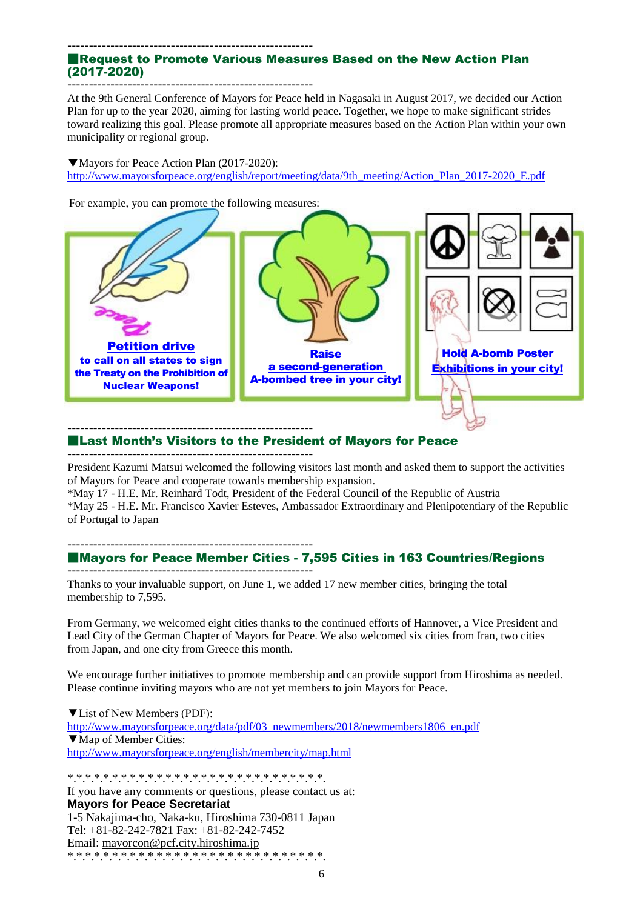---

## ■Request to Promote Various Measures Based on the New Action Plan (2017-2020)

---

At the 9th General Conference of Mayors for Peace held in Nagasaki in August 2017, we decided our Action Plan for up to the year 2020, aiming for lasting world peace. Together, we hope to make significant strides toward realizing this goal. Please promote all appropriate measures based on the Action Plan within your own municipality or regional group.

▼Mayors for Peace Action Plan (2017-2020):
http://www.mayorsforpeace.org/english/report/meeting/data/9th_meeting/Action_Plan_2017-2020_E.pdf

For example, you can promote the following measures:

**Petition drive to call on all states to sign the Treaty on the Prohibition of Nuclear Weapons!**

**Raise a second-generation A-bombed tree in your city!**

**Hold A-bomb Poster Exhibitions in your city!**

---

## ■Last Month's Visitors to the President of Mayors for Peace

---

President Kazumi Matsui welcomed the following visitors last month and asked them to support the activities of Mayors for Peace and cooperate towards membership expansion.

*May 17 - H.E. Mr. Reinhard Todt, President of the Federal Council of the Republic of Austria
*May 25 - H.E. Mr. Francisco Xavier Esteves, Ambassador Extraordinary and Plenipotentiary of the Republic of Portugal to Japan

---

## ■Mayors for Peace Member Cities - 7,595 Cities in 163 Countries/Regions

---

Thanks to your invaluable support, on June 1, we added 17 new member cities, bringing the total membership to 7,595.

From Germany, we welcomed eight cities thanks to the continued efforts of Hannover, a Vice President and Lead City of the German Chapter of Mayors for Peace. We also welcomed six cities from Iran, two cities from Japan, and one city from Greece this month.

We encourage further initiatives to promote membership and can provide support from Hiroshima as needed. Please continue inviting mayors who are not yet members to join Mayors for Peace.

▼List of New Members (PDF):
http://www.mayorsforpeace.org/data/pdf/03_newmembers/2018/newmembers1806_en.pdf
▼Map of Member Cities:
http://www.mayorsforpeace.org/english/membercity/map.html

*.*.*.*.*.*.*.*.*.*.*.*.*.*.*.*.*.*.*.*.*.*.*.*.*.*.*.*.*.
If you have any comments or questions, please contact us at:
**Mayors for Peace Secretariat**
1-5 Nakajima-cho, Naka-ku, Hiroshima 730-0811 Japan
Tel: +81-82-242-7821 Fax: +81-82-242-7452
Email: mayorcon@pcf.city.hiroshima.jp
*.*.*.*.*.*.*.*.*.*.*.*.*.*.*.*.*.*.*.*.*.*.*.*.*.*.*.*.*.